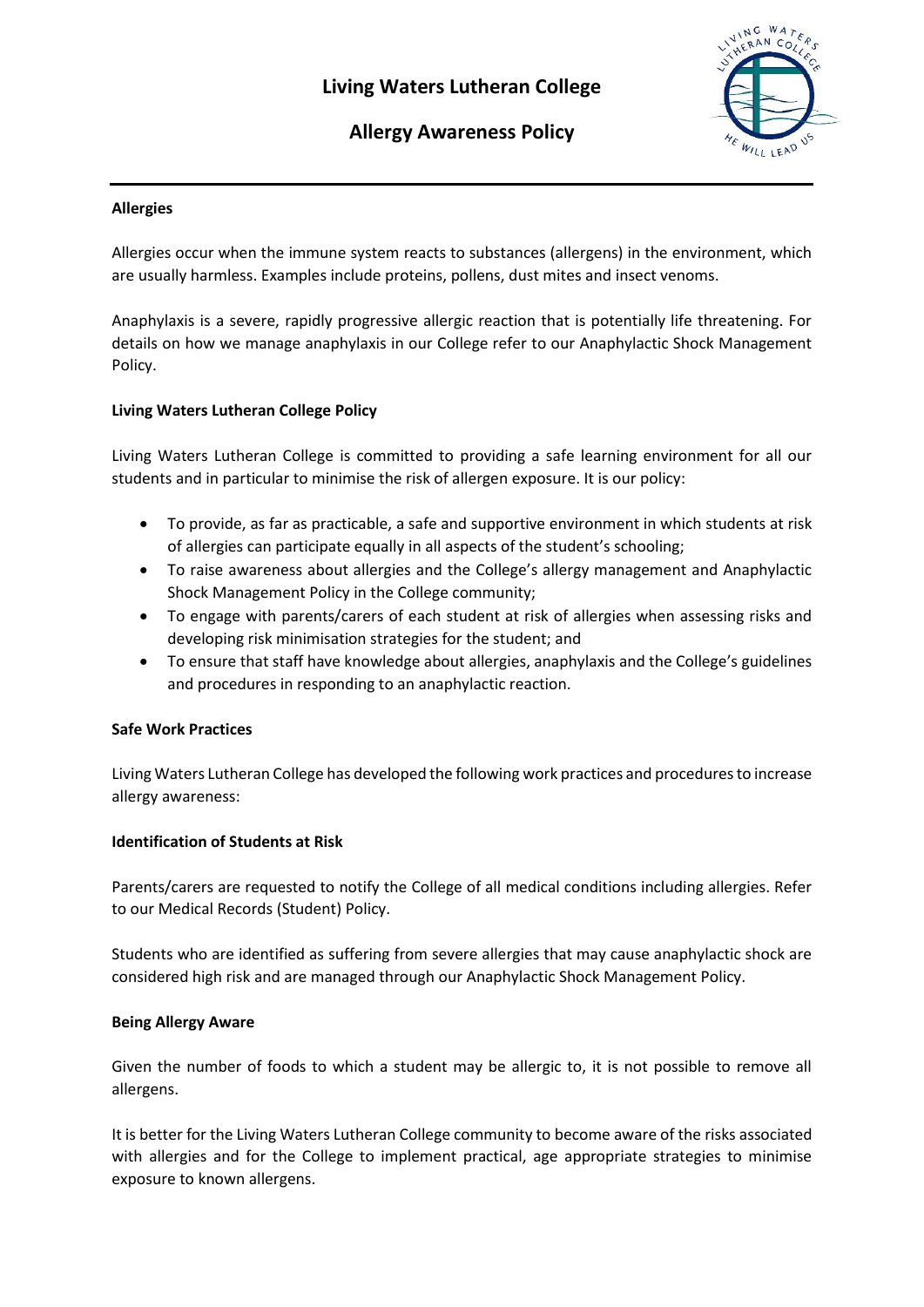# Living Waters Lutheran College

## Allergy Awareness Policy

### Allergies

Allergies occur when the immune system reacts to substances (allergens) in the environment, which are usually harmless. Examples include proteins, pollens, dust mites and insect venoms.

Anaphylaxis is a severe, rapidly progressive allergic reaction that is potentially life threatening. For details on how we manage anaphylaxis in our College refer to our Anaphylactic Shock Management Policy.

### Living Waters Lutheran College Policy

Living Waters Lutheran College is committed to providing a safe learning environment for all our students and in particular to minimise the risk of allergen exposure. It is our policy:

- To provide, as far as practicable, a safe and supportive environment in which students at risk of allergies can participate equally in all aspects of the student's schooling;
- To raise awareness about allergies and the College's allergy management and Anaphylactic Shock Management Policy in the College community;
- To engage with parents/carers of each student at risk of allergies when assessing risks and developing risk minimisation strategies for the student; and
- To ensure that staff have knowledge about allergies, anaphylaxis and the College's guidelines and procedures in responding to an anaphylactic reaction.

### Safe Work Practices

Living Waters Lutheran College has developed the following work practices and procedures to increase allergy awareness:

### Identification of Students at Risk

Parents/carers are requested to notify the College of all medical conditions including allergies. Refer to our Medical Records (Student) Policy.

Students who are identified as suffering from severe allergies that may cause anaphylactic shock are considered high risk and are managed through our Anaphylactic Shock Management Policy.

### Being Allergy Aware

Given the number of foods to which a student may be allergic to, it is not possible to remove all allergens.

It is better for the Living Waters Lutheran College community to become aware of the risks associated with allergies and for the College to implement practical, age appropriate strategies to minimise exposure to known allergens.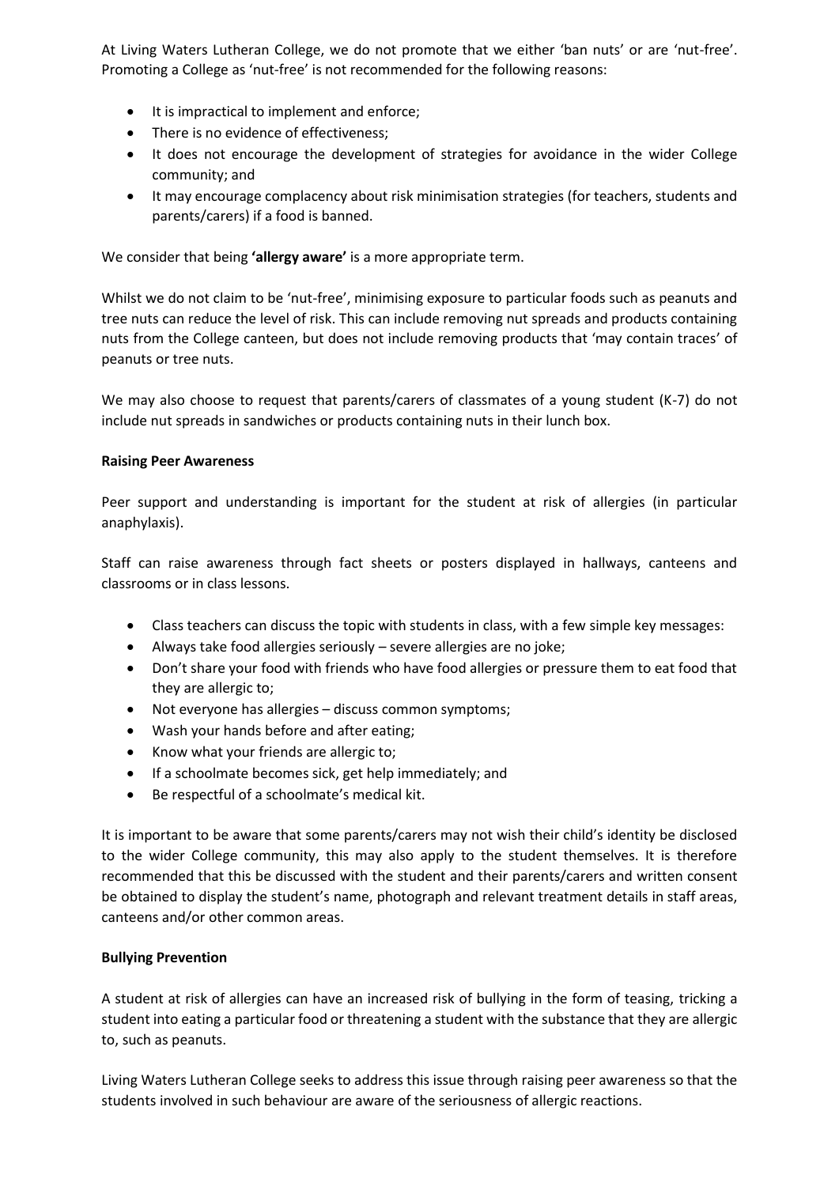At Living Waters Lutheran College, we do not promote that we either 'ban nuts' or are 'nut-free'. Promoting a College as 'nut-free' is not recommended for the following reasons:

- It is impractical to implement and enforce;
- There is no evidence of effectiveness;
- It does not encourage the development of strategies for avoidance in the wider College community; and
- It may encourage complacency about risk minimisation strategies (for teachers, students and parents/carers) if a food is banned.

We consider that being **'allergy aware'** is a more appropriate term.

Whilst we do not claim to be 'nut-free', minimising exposure to particular foods such as peanuts and tree nuts can reduce the level of risk. This can include removing nut spreads and products containing nuts from the College canteen, but does not include removing products that 'may contain traces' of peanuts or tree nuts.

We may also choose to request that parents/carers of classmates of a young student (K-7) do not include nut spreads in sandwiches or products containing nuts in their lunch box.

**Raising Peer Awareness**

Peer support and understanding is important for the student at risk of allergies (in particular anaphylaxis).

Staff can raise awareness through fact sheets or posters displayed in hallways, canteens and classrooms or in class lessons.

- Class teachers can discuss the topic with students in class, with a few simple key messages:
- Always take food allergies seriously – severe allergies are no joke;
- Don't share your food with friends who have food allergies or pressure them to eat food that they are allergic to;
- Not everyone has allergies – discuss common symptoms;
- Wash your hands before and after eating;
- Know what your friends are allergic to;
- If a schoolmate becomes sick, get help immediately; and
- Be respectful of a schoolmate's medical kit.

It is important to be aware that some parents/carers may not wish their child's identity be disclosed to the wider College community, this may also apply to the student themselves. It is therefore recommended that this be discussed with the student and their parents/carers and written consent be obtained to display the student's name, photograph and relevant treatment details in staff areas, canteens and/or other common areas.

**Bullying Prevention**

A student at risk of allergies can have an increased risk of bullying in the form of teasing, tricking a student into eating a particular food or threatening a student with the substance that they are allergic to, such as peanuts.

Living Waters Lutheran College seeks to address this issue through raising peer awareness so that the students involved in such behaviour are aware of the seriousness of allergic reactions.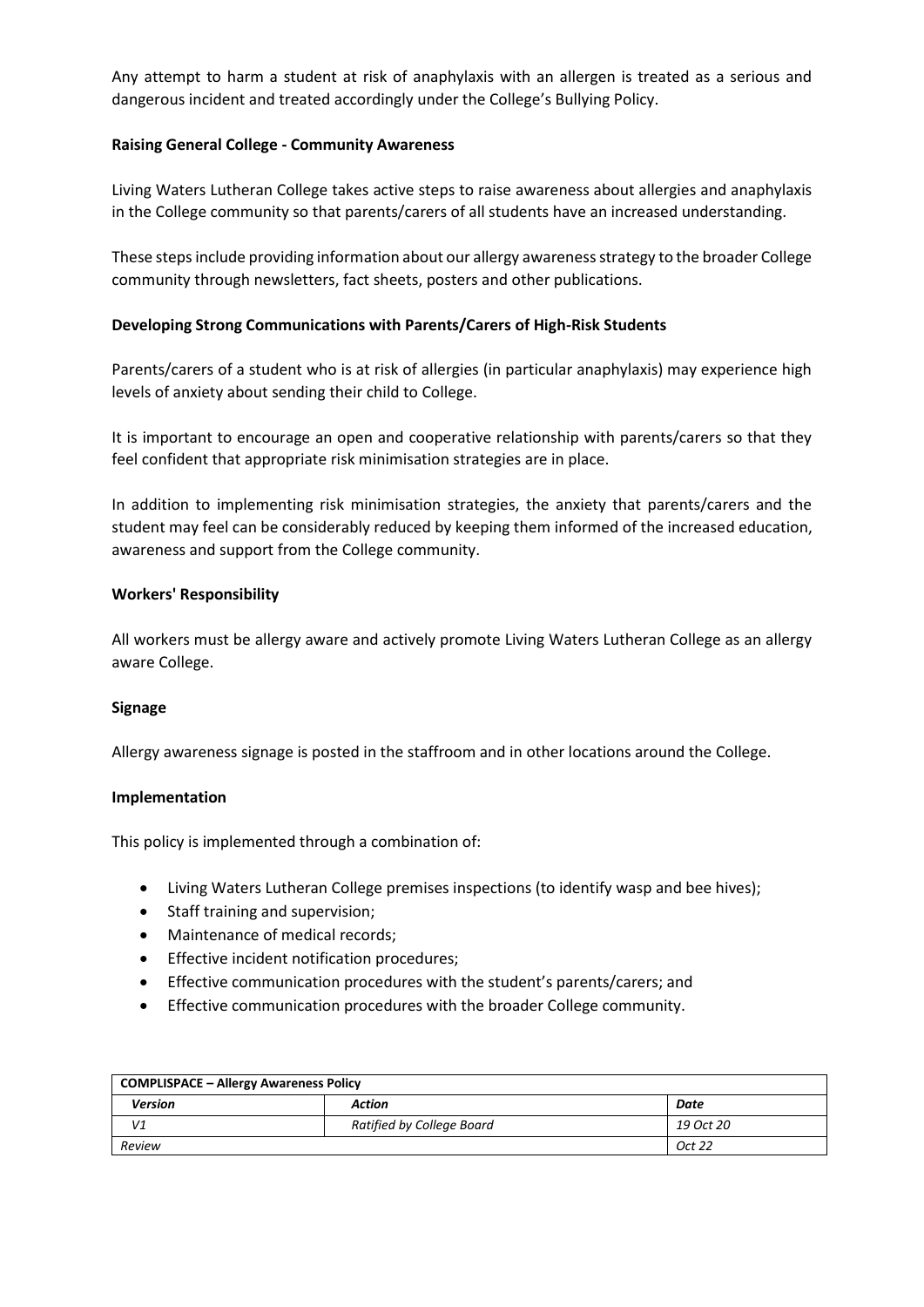Any attempt to harm a student at risk of anaphylaxis with an allergen is treated as a serious and dangerous incident and treated accordingly under the College's Bullying Policy.

**Raising General College - Community Awareness**

Living Waters Lutheran College takes active steps to raise awareness about allergies and anaphylaxis in the College community so that parents/carers of all students have an increased understanding.

These steps include providing information about our allergy awareness strategy to the broader College community through newsletters, fact sheets, posters and other publications.

**Developing Strong Communications with Parents/Carers of High-Risk Students**

Parents/carers of a student who is at risk of allergies (in particular anaphylaxis) may experience high levels of anxiety about sending their child to College.

It is important to encourage an open and cooperative relationship with parents/carers so that they feel confident that appropriate risk minimisation strategies are in place.

In addition to implementing risk minimisation strategies, the anxiety that parents/carers and the student may feel can be considerably reduced by keeping them informed of the increased education, awareness and support from the College community.

**Workers' Responsibility**

All workers must be allergy aware and actively promote Living Waters Lutheran College as an allergy aware College.

**Signage**

Allergy awareness signage is posted in the staffroom and in other locations around the College.

**Implementation**

This policy is implemented through a combination of:

- Living Waters Lutheran College premises inspections (to identify wasp and bee hives);
- Staff training and supervision;
- Maintenance of medical records;
- Effective incident notification procedures;
- Effective communication procedures with the student's parents/carers; and
- Effective communication procedures with the broader College community.

| **COMPLISPACE – Allergy Awareness Policy** | | |
|---|---|---|
| ***Version*** | ***Action*** | ***Date*** |
| *V1* | *Ratified by College Board* | *19 Oct 20* |
| *Review* | | *Oct 22* |